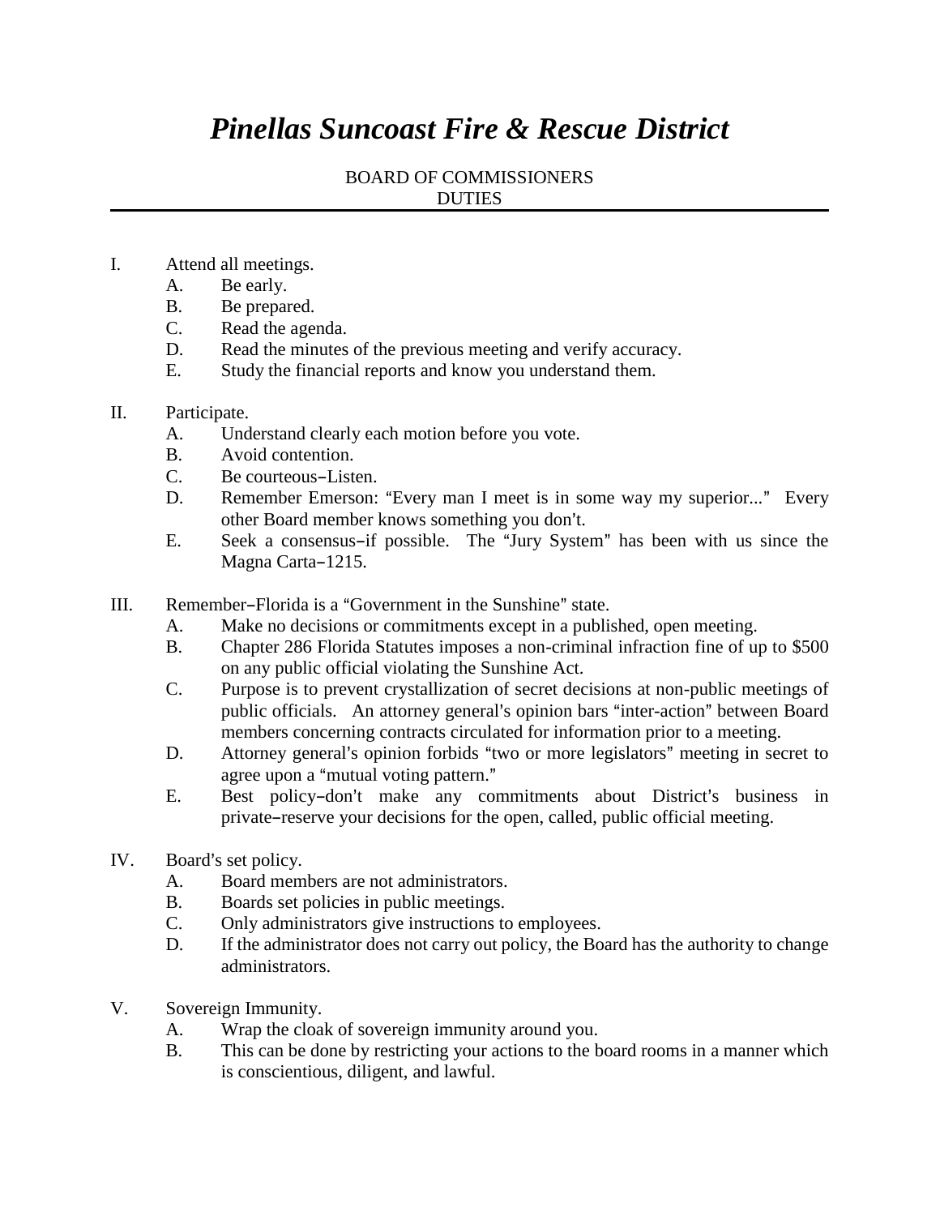# *Pinellas Suncoast Fire & Rescue District*

BOARD OF COMMISSIONERS
DUTIES

---

I. Attend all meetings.
   A. Be early.
   B. Be prepared.
   C. Read the agenda.
   D. Read the minutes of the previous meeting and verify accuracy.
   E. Study the financial reports and know you understand them.

II. Participate.
   A. Understand clearly each motion before you vote.
   B. Avoid contention.
   C. Be courteous–Listen.
   D. Remember Emerson: "Every man I meet is in some way my superior..." Every other Board member knows something you don't.
   E. Seek a consensus–if possible. The "Jury System" has been with us since the Magna Carta–1215.

III. Remember–Florida is a "Government in the Sunshine" state.
   A. Make no decisions or commitments except in a published, open meeting.
   B. Chapter 286 Florida Statutes imposes a non-criminal infraction fine of up to $500 on any public official violating the Sunshine Act.
   C. Purpose is to prevent crystallization of secret decisions at non-public meetings of public officials. An attorney general's opinion bars "inter-action" between Board members concerning contracts circulated for information prior to a meeting.
   D. Attorney general's opinion forbids "two or more legislators" meeting in secret to agree upon a "mutual voting pattern."
   E. Best policy–don't make any commitments about District's business in private–reserve your decisions for the open, called, public official meeting.

IV. Board's set policy.
   A. Board members are not administrators.
   B. Boards set policies in public meetings.
   C. Only administrators give instructions to employees.
   D. If the administrator does not carry out policy, the Board has the authority to change administrators.

V. Sovereign Immunity.
   A. Wrap the cloak of sovereign immunity around you.
   B. This can be done by restricting your actions to the board rooms in a manner which is conscientious, diligent, and lawful.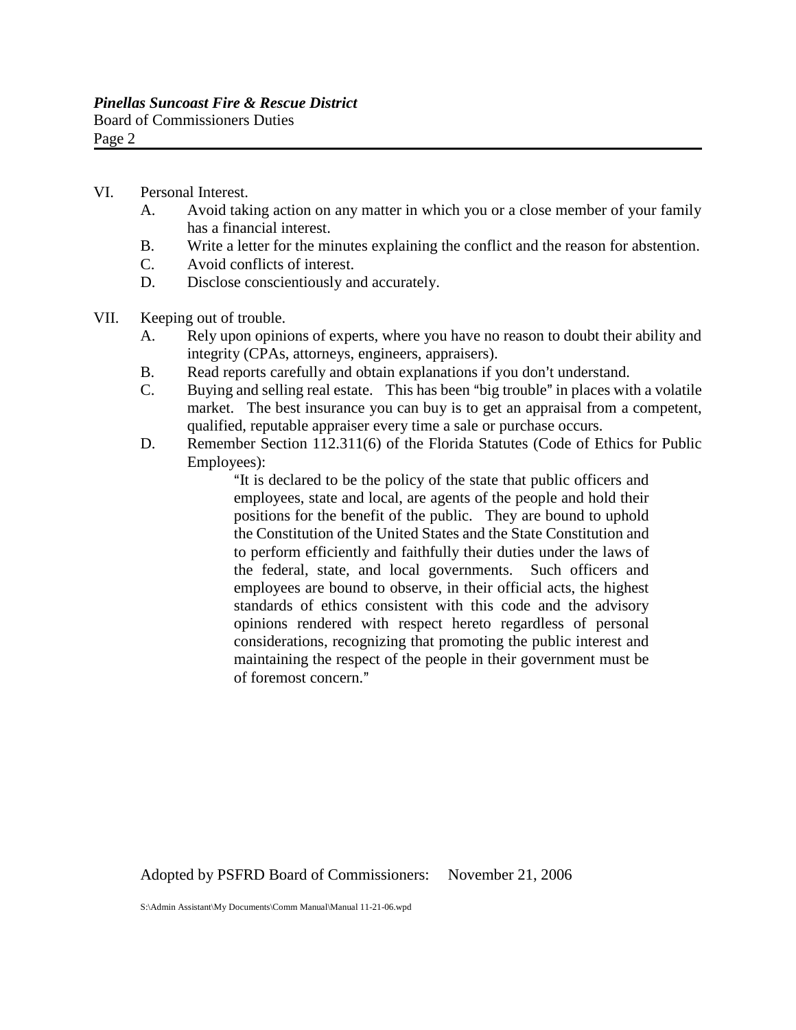VI. Personal Interest.

   A. Avoid taking action on any matter in which you or a close member of your family has a financial interest.
   
   B. Write a letter for the minutes explaining the conflict and the reason for abstention.
   
   C. Avoid conflicts of interest.
   
   D. Disclose conscientiously and accurately.

VII. Keeping out of trouble.

   A. Rely upon opinions of experts, where you have no reason to doubt their ability and integrity (CPAs, attorneys, engineers, appraisers).
   
   B. Read reports carefully and obtain explanations if you don't understand.
   
   C. Buying and selling real estate. This has been "big trouble" in places with a volatile market. The best insurance you can buy is to get an appraisal from a competent, qualified, reputable appraiser every time a sale or purchase occurs.
   
   D. Remember Section 112.311(6) of the Florida Statutes (Code of Ethics for Public Employees):

> "It is declared to be the policy of the state that public officers and employees, state and local, are agents of the people and hold their positions for the benefit of the public. They are bound to uphold the Constitution of the United States and the State Constitution and to perform efficiently and faithfully their duties under the laws of the federal, state, and local governments. Such officers and employees are bound to observe, in their official acts, the highest standards of ethics consistent with this code and the advisory opinions rendered with respect hereto regardless of personal considerations, recognizing that promoting the public interest and maintaining the respect of the people in their government must be of foremost concern."

Adopted by PSFRD Board of Commissioners: November 21, 2006

S:\Admin Assistant\My Documents\Comm Manual\Manual 11-21-06.wpd